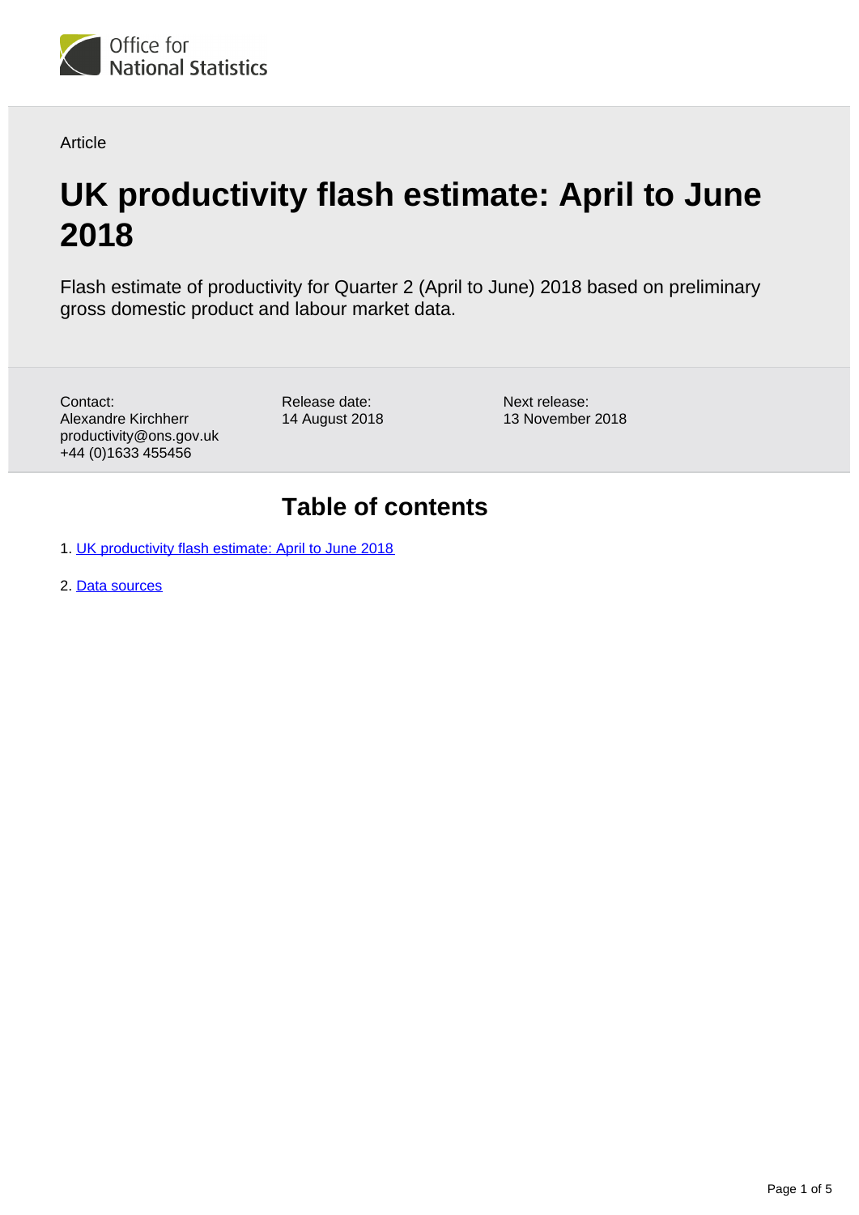Article

# UK productivity flash estimate: April to June 2018

Flash estimate of productivity for Quarter 2 (April to June) 2018 based on preliminary gross domestic product and labour market data.

Contact:
Alexandre Kirchherr
productivity@ons.gov.uk
+44 (0)1633 455456

Release date:
14 August 2018

Next release:
13 November 2018

## Table of contents

1. UK productivity flash estimate: April to June 2018
2. Data sources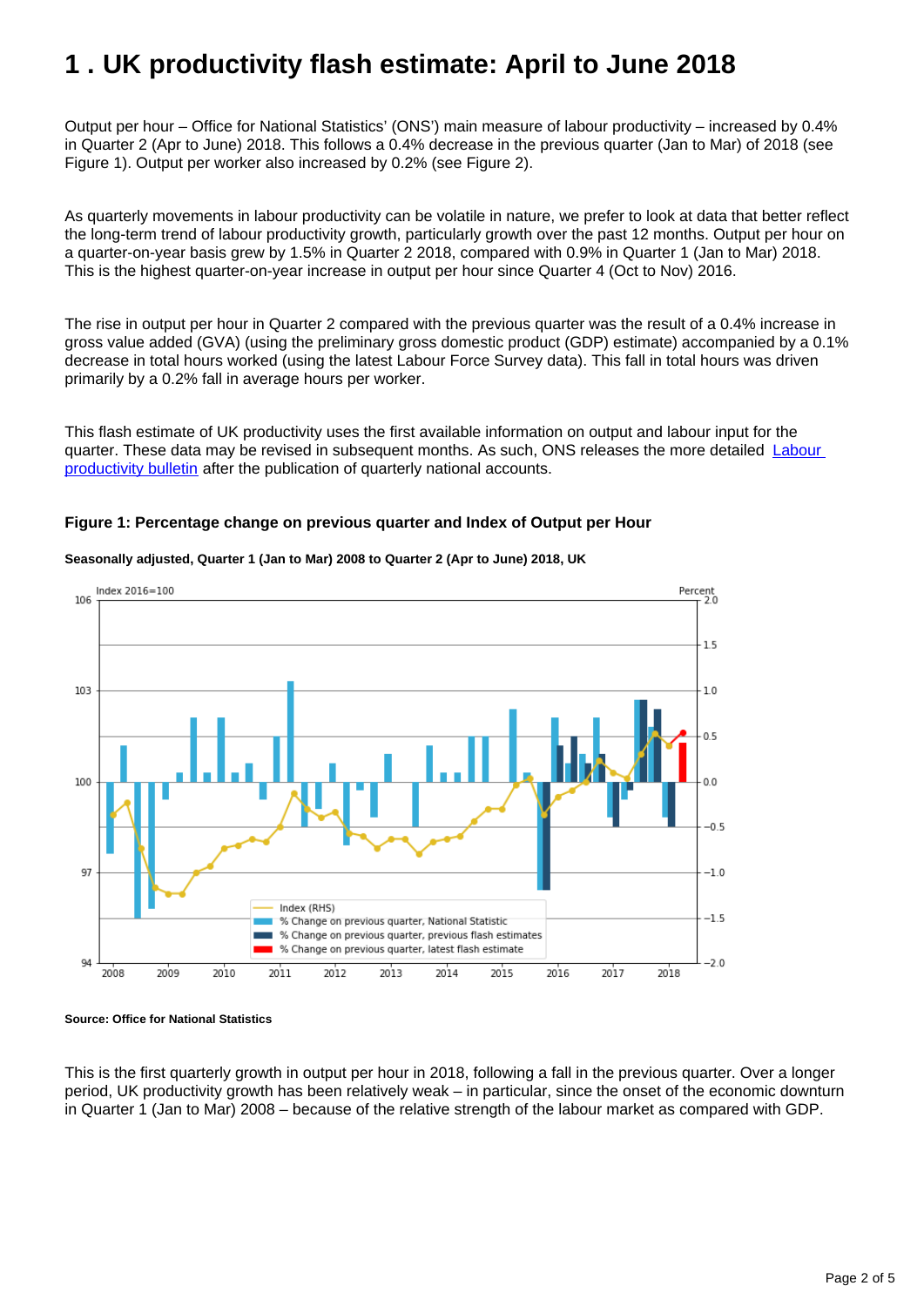# 1 . UK productivity flash estimate: April to June 2018

Output per hour – Office for National Statistics' (ONS') main measure of labour productivity – increased by 0.4% in Quarter 2 (Apr to June) 2018. This follows a 0.4% decrease in the previous quarter (Jan to Mar) of 2018 (see Figure 1). Output per worker also increased by 0.2% (see Figure 2).

As quarterly movements in labour productivity can be volatile in nature, we prefer to look at data that better reflect the long-term trend of labour productivity growth, particularly growth over the past 12 months. Output per hour on a quarter-on-year basis grew by 1.5% in Quarter 2 2018, compared with 0.9% in Quarter 1 (Jan to Mar) 2018. This is the highest quarter-on-year increase in output per hour since Quarter 4 (Oct to Nov) 2016.

The rise in output per hour in Quarter 2 compared with the previous quarter was the result of a 0.4% increase in gross value added (GVA) (using the preliminary gross domestic product (GDP) estimate) accompanied by a 0.1% decrease in total hours worked (using the latest Labour Force Survey data). This fall in total hours was driven primarily by a 0.2% fall in average hours per worker.

This flash estimate of UK productivity uses the first available information on output and labour input for the quarter. These data may be revised in subsequent months. As such, ONS releases the more detailed Labour productivity bulletin after the publication of quarterly national accounts.

**Figure 1: Percentage change on previous quarter and Index of Output per Hour**

**Seasonally adjusted, Quarter 1 (Jan to Mar) 2008 to Quarter 2 (Apr to June) 2018, UK**

**Source: Office for National Statistics**

This is the first quarterly growth in output per hour in 2018, following a fall in the previous quarter. Over a longer period, UK productivity growth has been relatively weak – in particular, since the onset of the economic downturn in Quarter 1 (Jan to Mar) 2008 – because of the relative strength of the labour market as compared with GDP.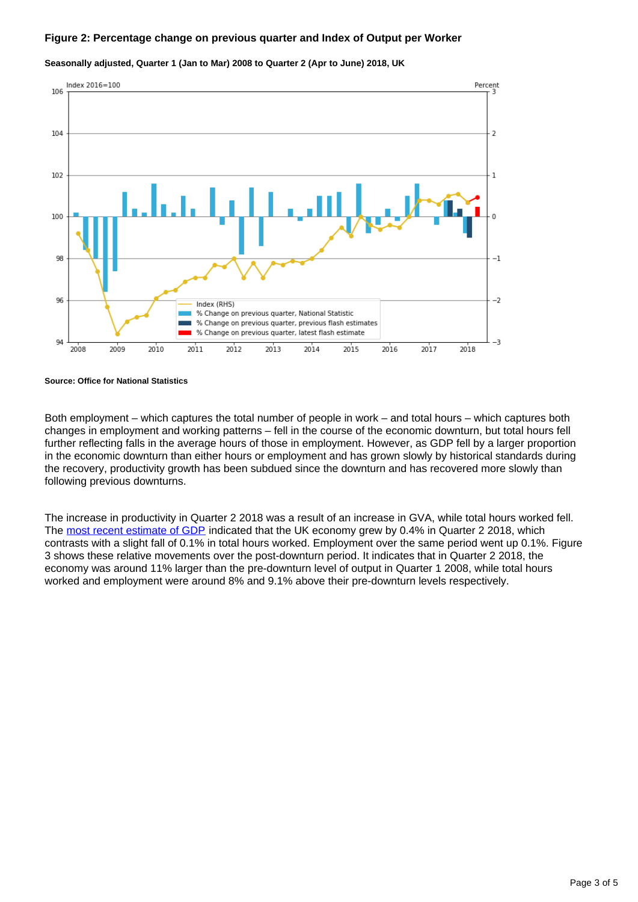**Figure 2: Percentage change on previous quarter and Index of Output per Worker**

**Seasonally adjusted, Quarter 1 (Jan to Mar) 2008 to Quarter 2 (Apr to June) 2018, UK**

**Source: Office for National Statistics**

Both employment – which captures the total number of people in work – and total hours – which captures both changes in employment and working patterns – fell in the course of the economic downturn, but total hours fell further reflecting falls in the average hours of those in employment. However, as GDP fell by a larger proportion in the economic downturn than either hours or employment and has grown slowly by historical standards during the recovery, productivity growth has been subdued since the downturn and has recovered more slowly than following previous downturns.

The increase in productivity in Quarter 2 2018 was a result of an increase in GVA, while total hours worked fell. The most recent estimate of GDP indicated that the UK economy grew by 0.4% in Quarter 2 2018, which contrasts with a slight fall of 0.1% in total hours worked. Employment over the same period went up 0.1%. Figure 3 shows these relative movements over the post-downturn period. It indicates that in Quarter 2 2018, the economy was around 11% larger than the pre-downturn level of output in Quarter 1 2008, while total hours worked and employment were around 8% and 9.1% above their pre-downturn levels respectively.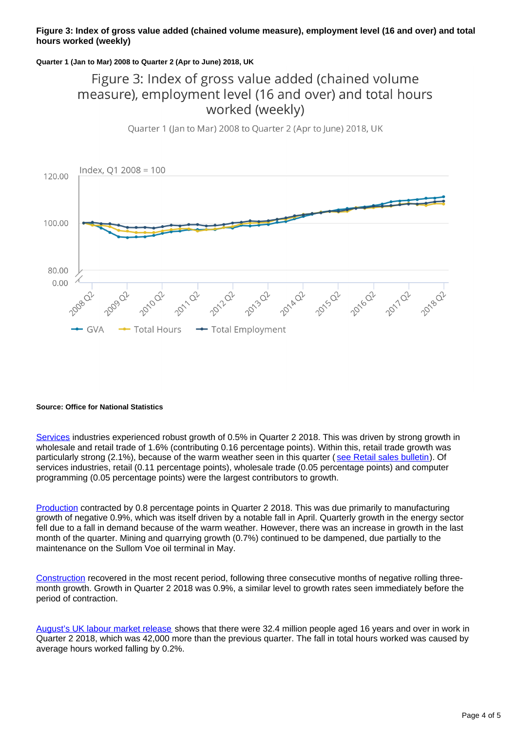**Figure 3: Index of gross value added (chained volume measure), employment level (16 and over) and total hours worked (weekly)**

**Quarter 1 (Jan to Mar) 2008 to Quarter 2 (Apr to June) 2018, UK**

**Source: Office for National Statistics**

Services industries experienced robust growth of 0.5% in Quarter 2 2018. This was driven by strong growth in wholesale and retail trade of 1.6% (contributing 0.16 percentage points). Within this, retail trade growth was particularly strong (2.1%), because of the warm weather seen in this quarter ( see Retail sales bulletin). Of services industries, retail (0.11 percentage points), wholesale trade (0.05 percentage points) and computer programming (0.05 percentage points) were the largest contributors to growth.

Production contracted by 0.8 percentage points in Quarter 2 2018. This was due primarily to manufacturing growth of negative 0.9%, which was itself driven by a notable fall in April. Quarterly growth in the energy sector fell due to a fall in demand because of the warm weather. However, there was an increase in growth in the last month of the quarter. Mining and quarrying growth (0.7%) continued to be dampened, due partially to the maintenance on the Sullom Voe oil terminal in May.

Construction recovered in the most recent period, following three consecutive months of negative rolling three-month growth. Growth in Quarter 2 2018 was 0.9%, a similar level to growth rates seen immediately before the period of contraction.

August's UK labour market release shows that there were 32.4 million people aged 16 years and over in work in Quarter 2 2018, which was 42,000 more than the previous quarter. The fall in total hours worked was caused by average hours worked falling by 0.2%.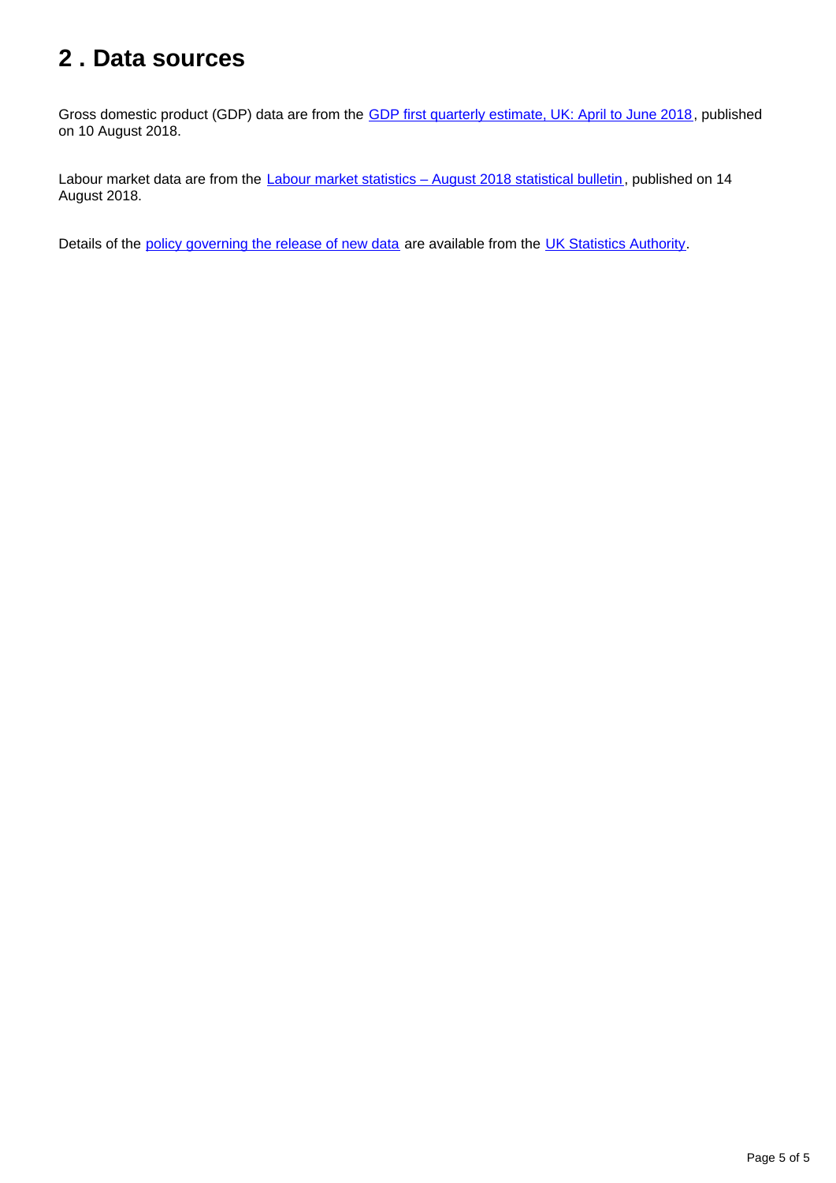## 2 . Data sources

Gross domestic product (GDP) data are from the GDP first quarterly estimate, UK: April to June 2018, published on 10 August 2018.

Labour market data are from the Labour market statistics – August 2018 statistical bulletin, published on 14 August 2018.

Details of the policy governing the release of new data are available from the UK Statistics Authority.